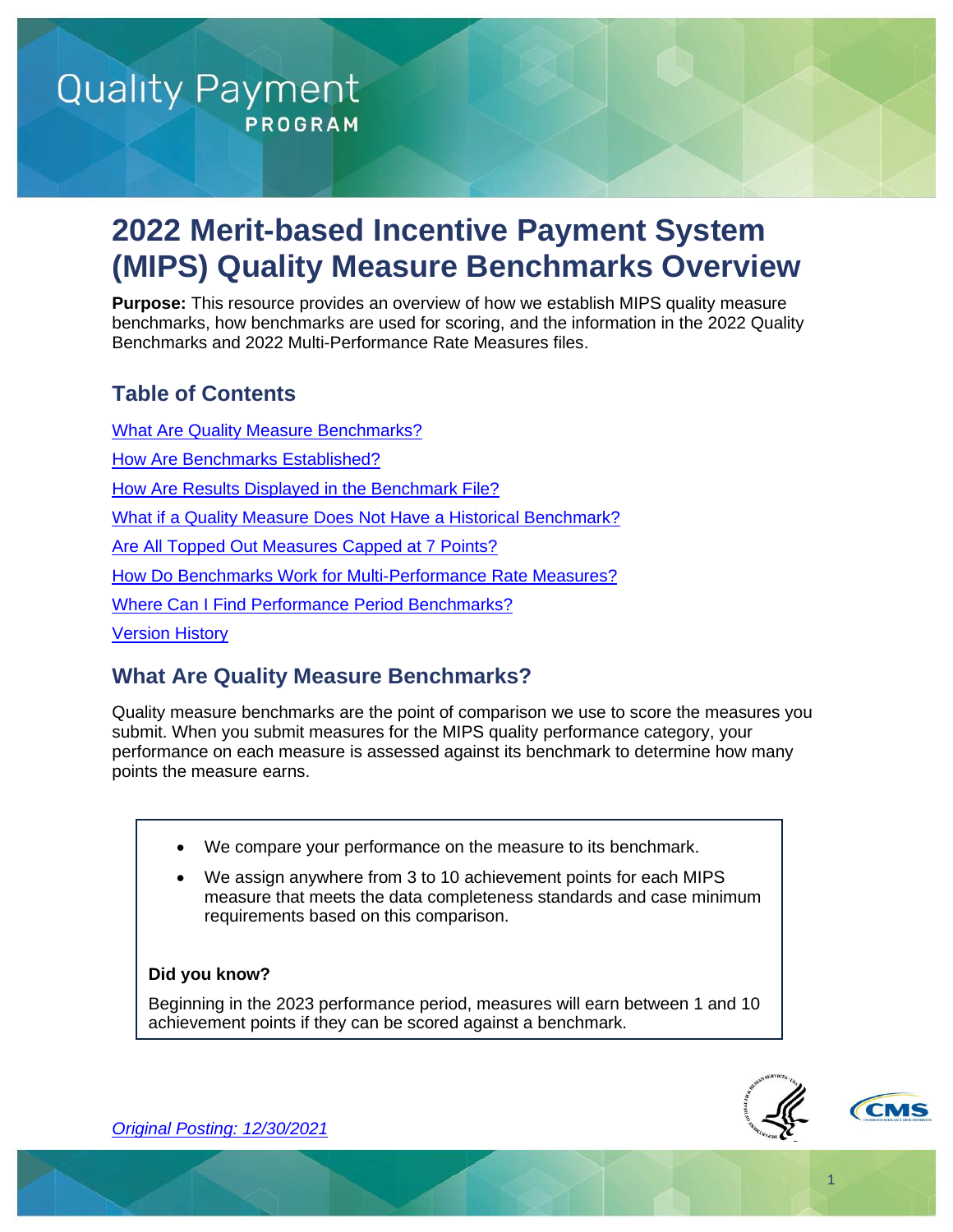# 2022 Merit-based Incentive Payment System (MIPS) Quality Measure Benchmarks Overview

**Purpose:** This resource provides an overview of how we establish MIPS quality measure benchmarks, how benchmarks are used for scoring, and the information in the 2022 Quality Benchmarks and 2022 Multi-Performance Rate Measures files.

## Table of Contents

What Are Quality Measure Benchmarks?

How Are Benchmarks Established?

How Are Results Displayed in the Benchmark File?

What if a Quality Measure Does Not Have a Historical Benchmark?

Are All Topped Out Measures Capped at 7 Points?

How Do Benchmarks Work for Multi-Performance Rate Measures?

Where Can I Find Performance Period Benchmarks?

Version History

## What Are Quality Measure Benchmarks?

Quality measure benchmarks are the point of comparison we use to score the measures you submit. When you submit measures for the MIPS quality performance category, your performance on each measure is assessed against its benchmark to determine how many points the measure earns.

- We compare your performance on the measure to its benchmark.
- We assign anywhere from 3 to 10 achievement points for each MIPS measure that meets the data completeness standards and case minimum requirements based on this comparison.

**Did you know?**

Beginning in the 2023 performance period, measures will earn between 1 and 10 achievement points if they can be scored against a benchmark.

*Original Posting: 12/30/2021*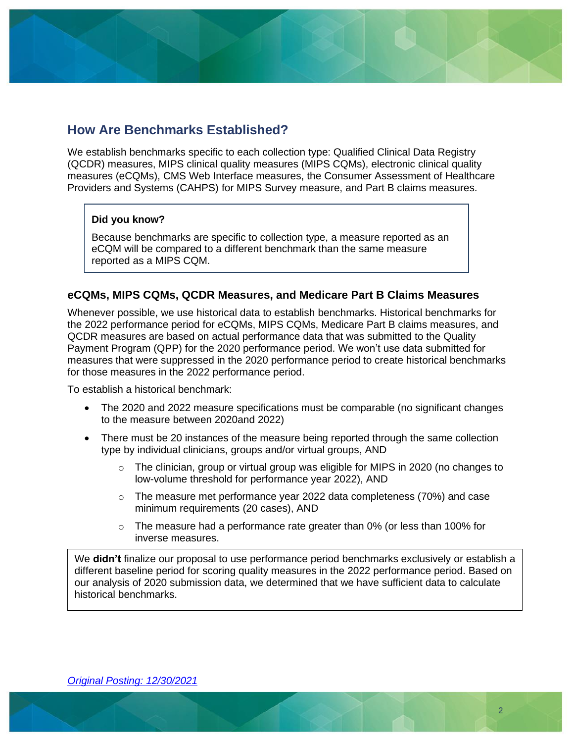## How Are Benchmarks Established?

We establish benchmarks specific to each collection type: Qualified Clinical Data Registry (QCDR) measures, MIPS clinical quality measures (MIPS CQMs), electronic clinical quality measures (eCQMs), CMS Web Interface measures, the Consumer Assessment of Healthcare Providers and Systems (CAHPS) for MIPS Survey measure, and Part B claims measures.

> **Did you know?**
>
> Because benchmarks are specific to collection type, a measure reported as an eCQM will be compared to a different benchmark than the same measure reported as a MIPS CQM.

### eCQMs, MIPS CQMs, QCDR Measures, and Medicare Part B Claims Measures

Whenever possible, we use historical data to establish benchmarks. Historical benchmarks for the 2022 performance period for eCQMs, MIPS CQMs, Medicare Part B claims measures, and QCDR measures are based on actual performance data that was submitted to the Quality Payment Program (QPP) for the 2020 performance period. We won't use data submitted for measures that were suppressed in the 2020 performance period to create historical benchmarks for those measures in the 2022 performance period.

To establish a historical benchmark:

- The 2020 and 2022 measure specifications must be comparable (no significant changes to the measure between 2020and 2022)
- There must be 20 instances of the measure being reported through the same collection type by individual clinicians, groups and/or virtual groups, AND
  - The clinician, group or virtual group was eligible for MIPS in 2020 (no changes to low-volume threshold for performance year 2022), AND
  - The measure met performance year 2022 data completeness (70%) and case minimum requirements (20 cases), AND
  - The measure had a performance rate greater than 0% (or less than 100% for inverse measures.

> We **didn't** finalize our proposal to use performance period benchmarks exclusively or establish a different baseline period for scoring quality measures in the 2022 performance period. Based on our analysis of 2020 submission data, we determined that we have sufficient data to calculate historical benchmarks.

*Original Posting: 12/30/2021*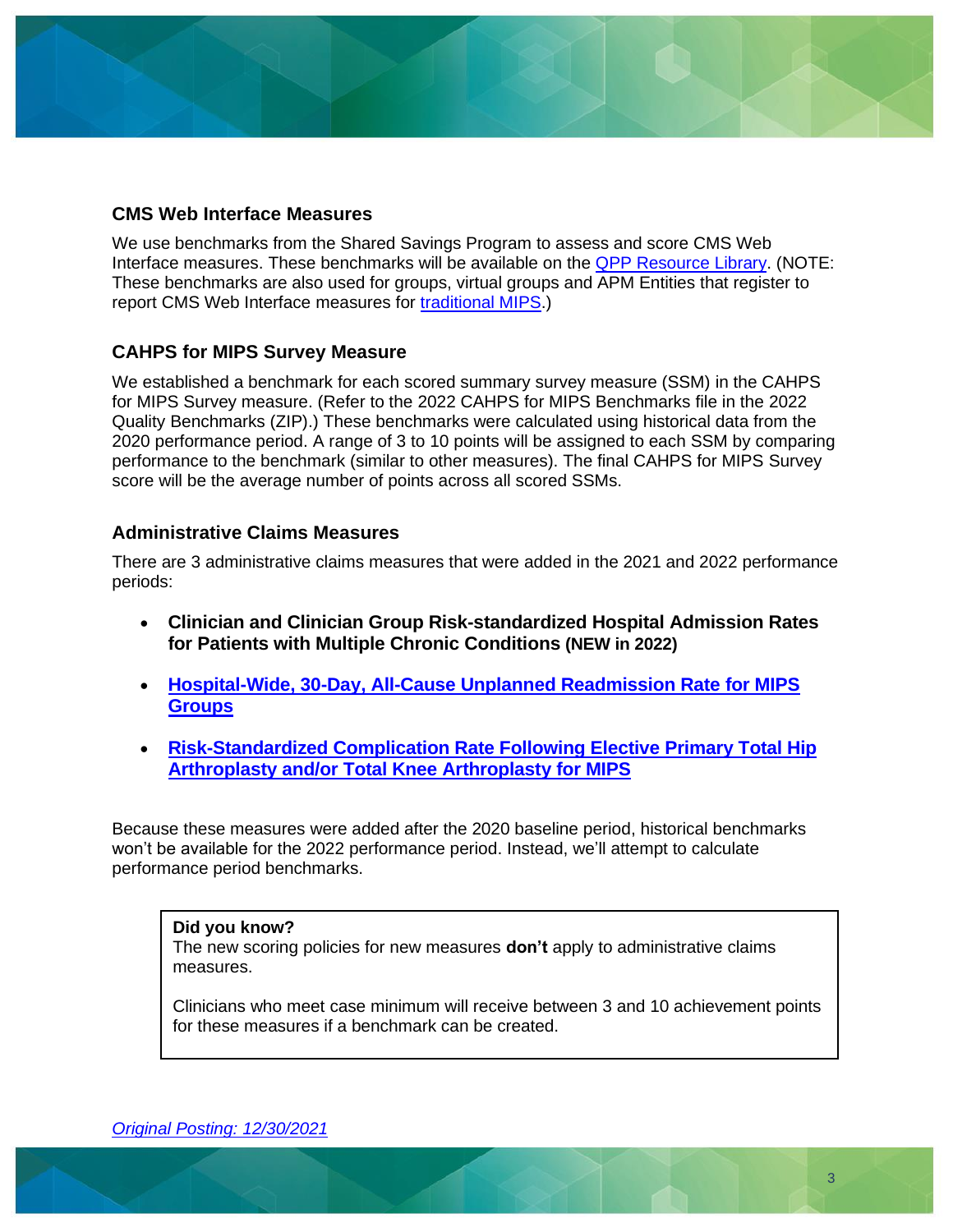### CMS Web Interface Measures

We use benchmarks from the Shared Savings Program to assess and score CMS Web Interface measures. These benchmarks will be available on the [QPP Resource Library](). (NOTE: These benchmarks are also used for groups, virtual groups and APM Entities that register to report CMS Web Interface measures for [traditional MIPS]().)

### CAHPS for MIPS Survey Measure

We established a benchmark for each scored summary survey measure (SSM) in the CAHPS for MIPS Survey measure. (Refer to the 2022 CAHPS for MIPS Benchmarks file in the 2022 Quality Benchmarks (ZIP).) These benchmarks were calculated using historical data from the 2020 performance period. A range of 3 to 10 points will be assigned to each SSM by comparing performance to the benchmark (similar to other measures). The final CAHPS for MIPS Survey score will be the average number of points across all scored SSMs.

### Administrative Claims Measures

There are 3 administrative claims measures that were added in the 2021 and 2022 performance periods:

- **Clinician and Clinician Group Risk-standardized Hospital Admission Rates for Patients with Multiple Chronic Conditions (NEW in 2022)**
- **[Hospital-Wide, 30-Day, All-Cause Unplanned Readmission Rate for MIPS Groups]()**
- **[Risk-Standardized Complication Rate Following Elective Primary Total Hip Arthroplasty and/or Total Knee Arthroplasty for MIPS]()**

Because these measures were added after the 2020 baseline period, historical benchmarks won't be available for the 2022 performance period. Instead, we'll attempt to calculate performance period benchmarks.

> **Did you know?**
> The new scoring policies for new measures **don't** apply to administrative claims measures.
>
> Clinicians who meet case minimum will receive between 3 and 10 achievement points for these measures if a benchmark can be created.

*[Original Posting: 12/30/2021]()*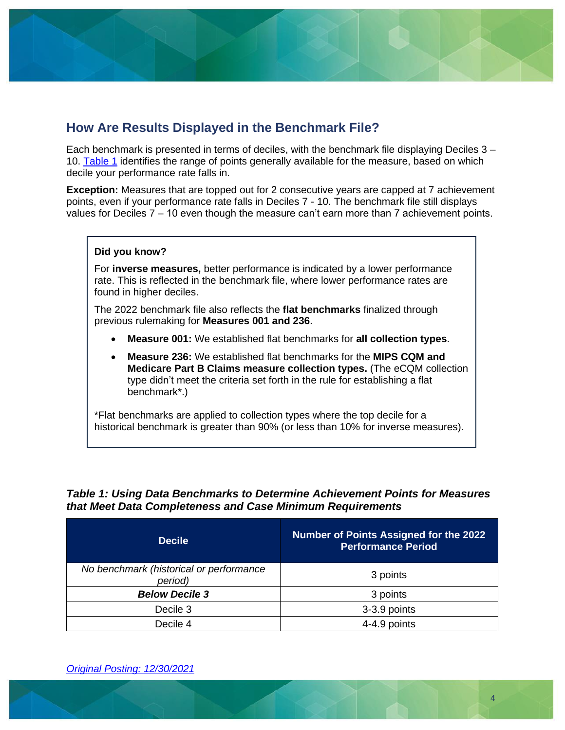## How Are Results Displayed in the Benchmark File?

Each benchmark is presented in terms of deciles, with the benchmark file displaying Deciles 3 – 10. Table 1 identifies the range of points generally available for the measure, based on which decile your performance rate falls in.

**Exception:** Measures that are topped out for 2 consecutive years are capped at 7 achievement points, even if your performance rate falls in Deciles 7 - 10. The benchmark file still displays values for Deciles 7 – 10 even though the measure can't earn more than 7 achievement points.

> **Did you know?**
>
> For **inverse measures,** better performance is indicated by a lower performance rate. This is reflected in the benchmark file, where lower performance rates are found in higher deciles.
>
> The 2022 benchmark file also reflects the **flat benchmarks** finalized through previous rulemaking for **Measures 001 and 236**.
>
> - **Measure 001:** We established flat benchmarks for **all collection types**.
> - **Measure 236:** We established flat benchmarks for the **MIPS CQM and Medicare Part B Claims measure collection types.** (The eCQM collection type didn't meet the criteria set forth in the rule for establishing a flat benchmark*.)
>
> *Flat benchmarks are applied to collection types where the top decile for a historical benchmark is greater than 90% (or less than 10% for inverse measures).

***Table 1: Using Data Benchmarks to Determine Achievement Points for Measures that Meet Data Completeness and Case Minimum Requirements***

| Decile | Number of Points Assigned for the 2022 Performance Period |
|---|---|
| *No benchmark (historical or performance period)* | 3 points |
| ***Below Decile 3*** | 3 points |
| Decile 3 | 3-3.9 points |
| Decile 4 | 4-4.9 points |

*Original Posting: 12/30/2021*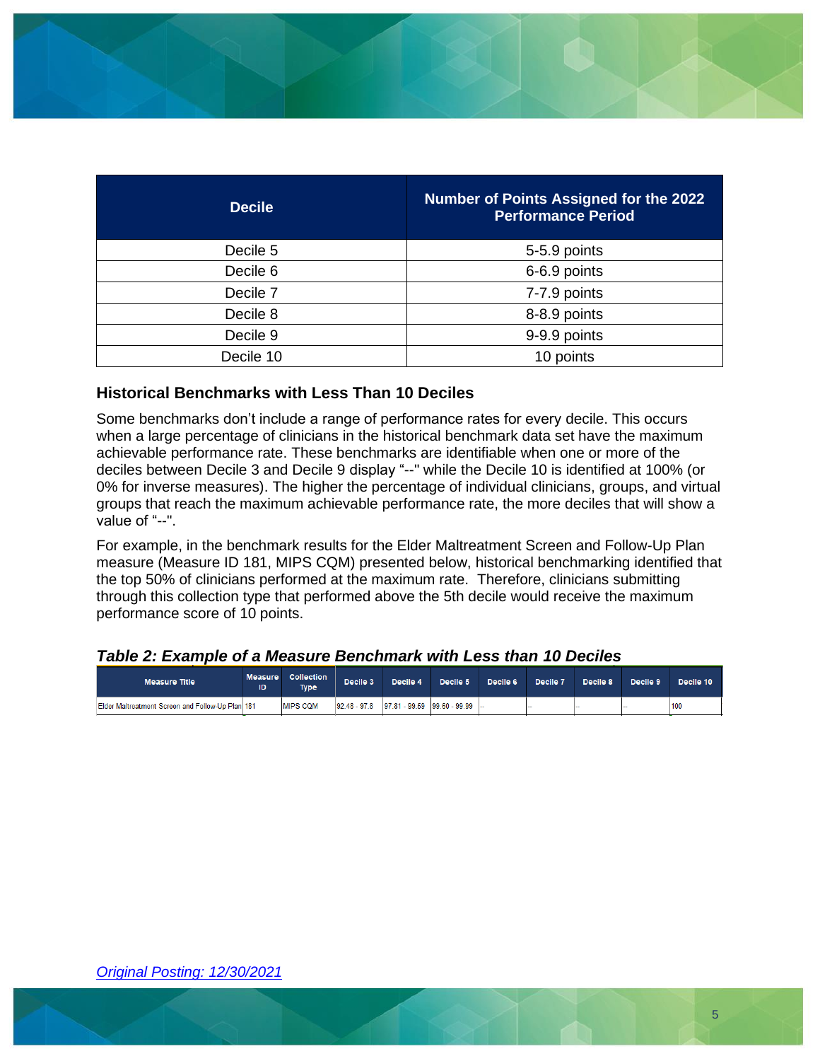| Decile | Number of Points Assigned for the 2022 Performance Period |
|---|---|
| Decile 5 | 5-5.9 points |
| Decile 6 | 6-6.9 points |
| Decile 7 | 7-7.9 points |
| Decile 8 | 8-8.9 points |
| Decile 9 | 9-9.9 points |
| Decile 10 | 10 points |

### Historical Benchmarks with Less Than 10 Deciles

Some benchmarks don't include a range of performance rates for every decile. This occurs when a large percentage of clinicians in the historical benchmark data set have the maximum achievable performance rate. These benchmarks are identifiable when one or more of the deciles between Decile 3 and Decile 9 display "--" while the Decile 10 is identified at 100% (or 0% for inverse measures). The higher the percentage of individual clinicians, groups, and virtual groups that reach the maximum achievable performance rate, the more deciles that will show a value of "--".

For example, in the benchmark results for the Elder Maltreatment Screen and Follow-Up Plan measure (Measure ID 181, MIPS CQM) presented below, historical benchmarking identified that the top 50% of clinicians performed at the maximum rate. Therefore, clinicians submitting through this collection type that performed above the 5th decile would receive the maximum performance score of 10 points.

***Table 2: Example of a Measure Benchmark with Less than 10 Deciles***

| Measure Title | Measure ID | Collection Type | Decile 3 | Decile 4 | Decile 5 | Decile 6 | Decile 7 | Decile 8 | Decile 9 | Decile 10 |
|---|---|---|---|---|---|---|---|---|---|---|
| Elder Maltreatment Screen and Follow-Up Plan | 181 | MIPS CQM | 92.48 - 97.8 | 97.81 - 99.59 | 99.60 - 99.99 | -- | -- | -- | -- | 100 |

*Original Posting: 12/30/2021*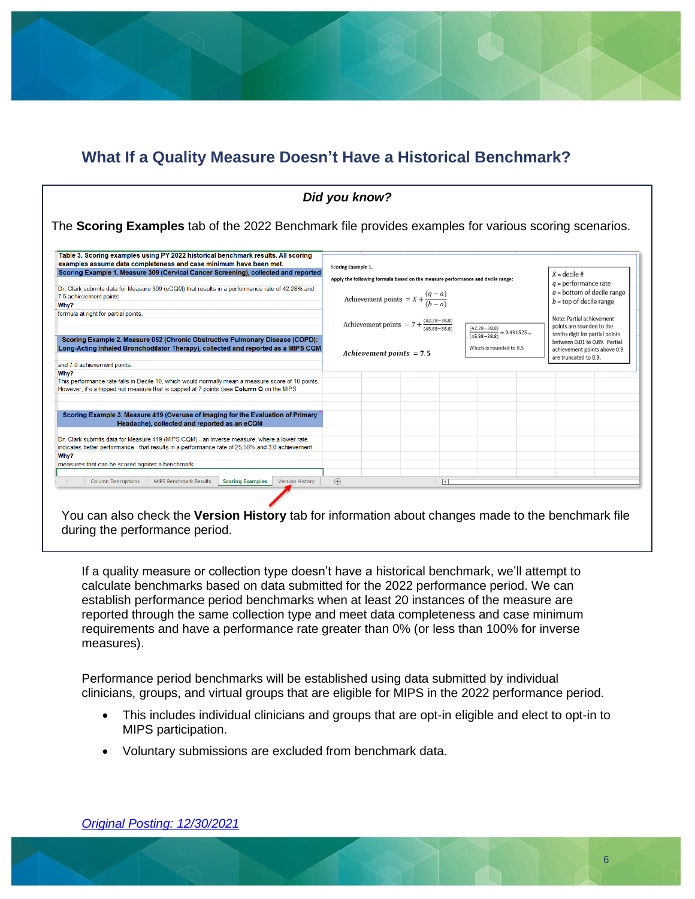## What If a Quality Measure Doesn't Have a Historical Benchmark?

***Did you know?***

The **Scoring Examples** tab of the 2022 Benchmark file provides examples for various scoring scenarios.

Table 3. Scoring examples using PY 2022 historical benchmark results. All scoring examples assume data completeness and case minimum have been met.

**Scoring Example 1. Measure 309 (Cervical Cancer Screening), collected and reported**

Dr. Clark submits data for Measure 309 (eCQM) that results in a performance rate of 42.28% and 7.5 achievement points.

**Why?**

formula at right for partial points.

**Scoring Example 2. Measure 052 (Chronic Obstructive Pulmonary Disease (COPD): Long-Acting Inhaled Bronchodilator Therapy), collected and reported as a MIPS CQM**

and 7.0 achievement points.

**Why?**

This performance rate falls in Decile 10, which would normally mean a measure score of 10 points. However, it's a topped out measure that is capped at 7 points (see **Column Q** on the MIPS

**Scoring Example 3. Measure 419 (Overuse of Imaging for the Evaluation of Primary Headache), collected and reported as an eCQM**

Dr. Clark submits data for Measure 419 (MIPS CQM) - an inverse measure, where a lower rate indicates better performance - that results in a performance rate of 25.56% and 3.0 achievement

**Why?**

measures that can be scored against a benchmark.

Scoring Example 1.

Apply the following formula based on the measure performance and decile range:

$$\text{Achievement points} = X + \frac{(q-a)}{(b-a)}$$

$$\text{Achievement points} = 7 + \frac{(42.28-38.8)}{(45.88-38.8)}$$

$$\frac{(42.28-38.8)}{(45.88-38.8)} = 0.491525...$$

Which is rounded to 0.5

$$\textit{Achievement points} = 7.5$$

$X$ = decile #
$q$ = performance rate
$a$ = bottom of decile range
$b$ = top of decile range

Note: Partial achievement points are rounded to the tenths digit for partial points between 0.01 to 0.89. Partial achievement points above 0.9 are truncated to 0.9.

Column Descriptions | MIPS Benchmark Results | Scoring Examples | Version History

You can also check the **Version History** tab for information about changes made to the benchmark file during the performance period.

If a quality measure or collection type doesn't have a historical benchmark, we'll attempt to calculate benchmarks based on data submitted for the 2022 performance period. We can establish performance period benchmarks when at least 20 instances of the measure are reported through the same collection type and meet data completeness and case minimum requirements and have a performance rate greater than 0% (or less than 100% for inverse measures).

Performance period benchmarks will be established using data submitted by individual clinicians, groups, and virtual groups that are eligible for MIPS in the 2022 performance period.

- This includes individual clinicians and groups that are opt-in eligible and elect to opt-in to MIPS participation.
- Voluntary submissions are excluded from benchmark data.

*Original Posting: 12/30/2021*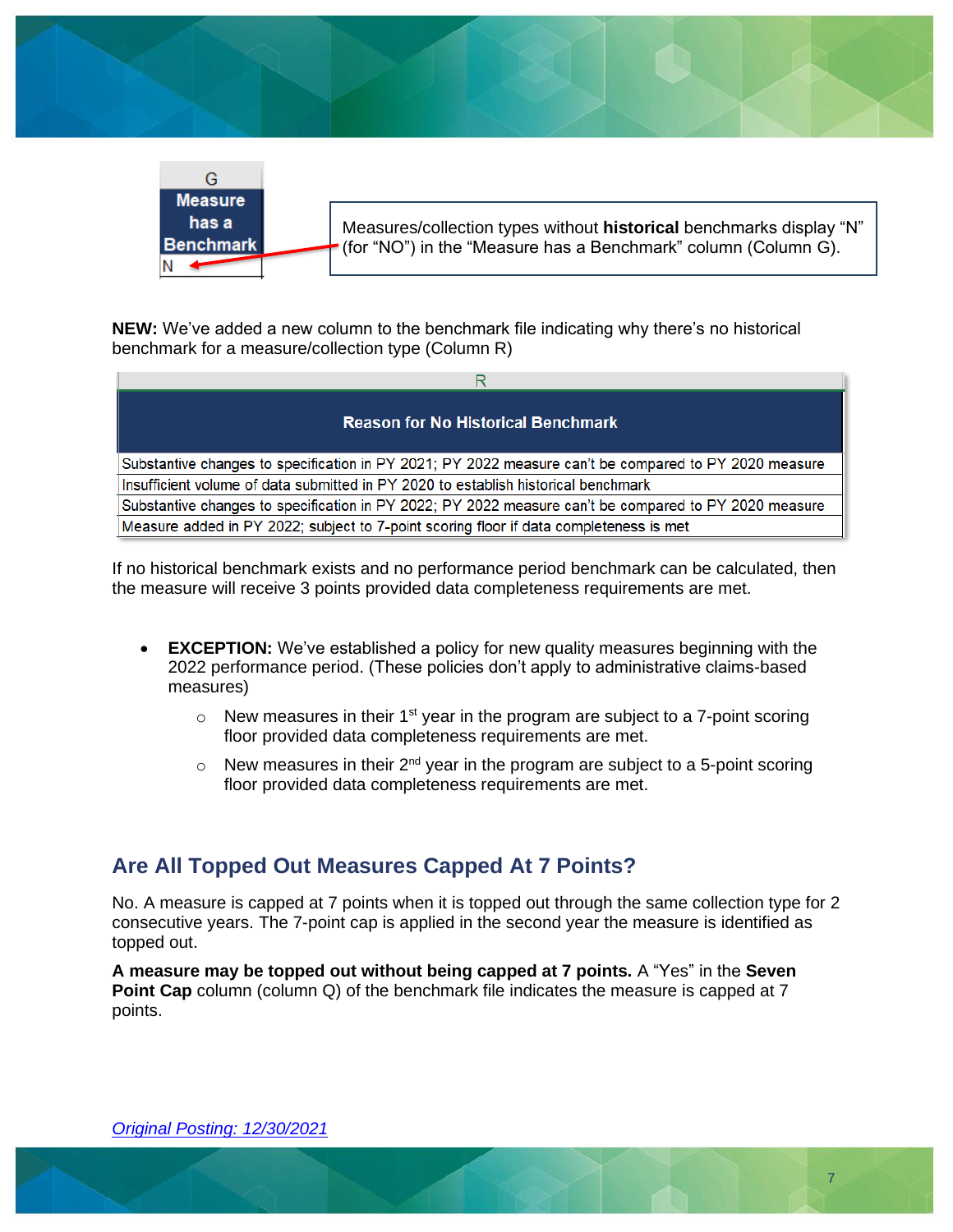| G |
| --- |
| **Measure has a Benchmark** |
| N |

Measures/collection types without **historical** benchmarks display “N” (for “NO”) in the “Measure has a Benchmark” column (Column G).

**NEW:** We’ve added a new column to the benchmark file indicating why there’s no historical benchmark for a measure/collection type (Column R)

| R |
| --- |
| **Reason for No Historical Benchmark** |
| Substantive changes to specification in PY 2021; PY 2022 measure can't be compared to PY 2020 measure |
| Insufficient volume of data submitted in PY 2020 to establish historical benchmark |
| Substantive changes to specification in PY 2022; PY 2022 measure can't be compared to PY 2020 measure |
| Measure added in PY 2022; subject to 7-point scoring floor if data completeness is met |

If no historical benchmark exists and no performance period benchmark can be calculated, then the measure will receive 3 points provided data completeness requirements are met.

- **EXCEPTION:** We’ve established a policy for new quality measures beginning with the 2022 performance period. (These policies don’t apply to administrative claims-based measures)
  - New measures in their 1st year in the program are subject to a 7-point scoring floor provided data completeness requirements are met.
  - New measures in their 2nd year in the program are subject to a 5-point scoring floor provided data completeness requirements are met.

## Are All Topped Out Measures Capped At 7 Points?

No. A measure is capped at 7 points when it is topped out through the same collection type for 2 consecutive years. The 7-point cap is applied in the second year the measure is identified as topped out.

**A measure may be topped out without being capped at 7 points.** A “Yes” in the **Seven Point Cap** column (column Q) of the benchmark file indicates the measure is capped at 7 points.

*Original Posting: 12/30/2021*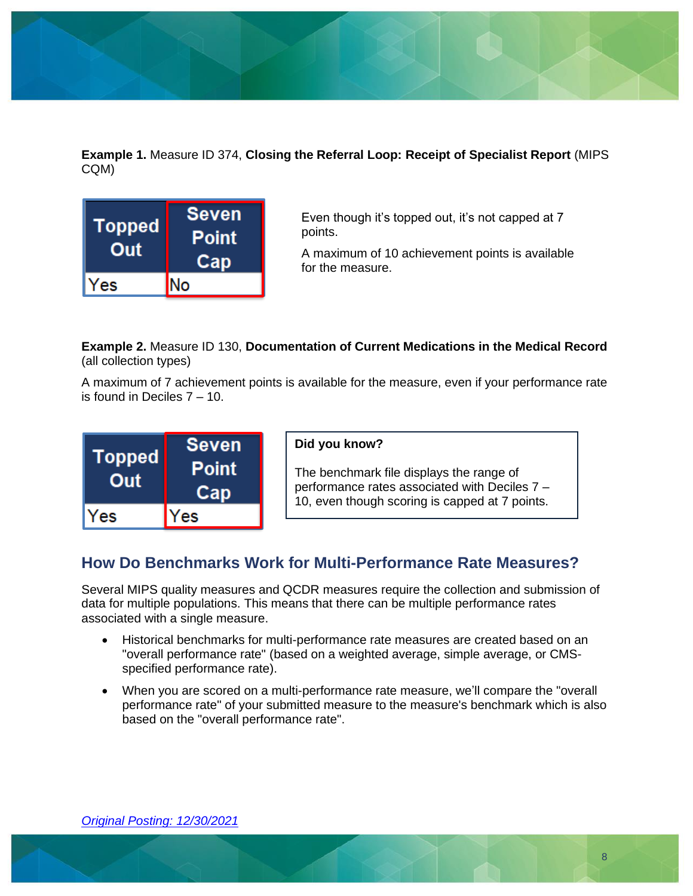**Example 1.** Measure ID 374, **Closing the Referral Loop: Receipt of Specialist Report** (MIPS CQM)

| Topped Out | Seven Point Cap |
|---|---|
| Yes | No |

Even though it's topped out, it's not capped at 7 points.

A maximum of 10 achievement points is available for the measure.

**Example 2.** Measure ID 130, **Documentation of Current Medications in the Medical Record** (all collection types)

A maximum of 7 achievement points is available for the measure, even if your performance rate is found in Deciles 7 – 10.

| Topped Out | Seven Point Cap |
|---|---|
| Yes | Yes |

**Did you know?**

The benchmark file displays the range of performance rates associated with Deciles 7 – 10, even though scoring is capped at 7 points.

## How Do Benchmarks Work for Multi-Performance Rate Measures?

Several MIPS quality measures and QCDR measures require the collection and submission of data for multiple populations. This means that there can be multiple performance rates associated with a single measure.

- Historical benchmarks for multi-performance rate measures are created based on an "overall performance rate" (based on a weighted average, simple average, or CMS-specified performance rate).
- When you are scored on a multi-performance rate measure, we'll compare the "overall performance rate" of your submitted measure to the measure's benchmark which is also based on the "overall performance rate".

*Original Posting: 12/30/2021*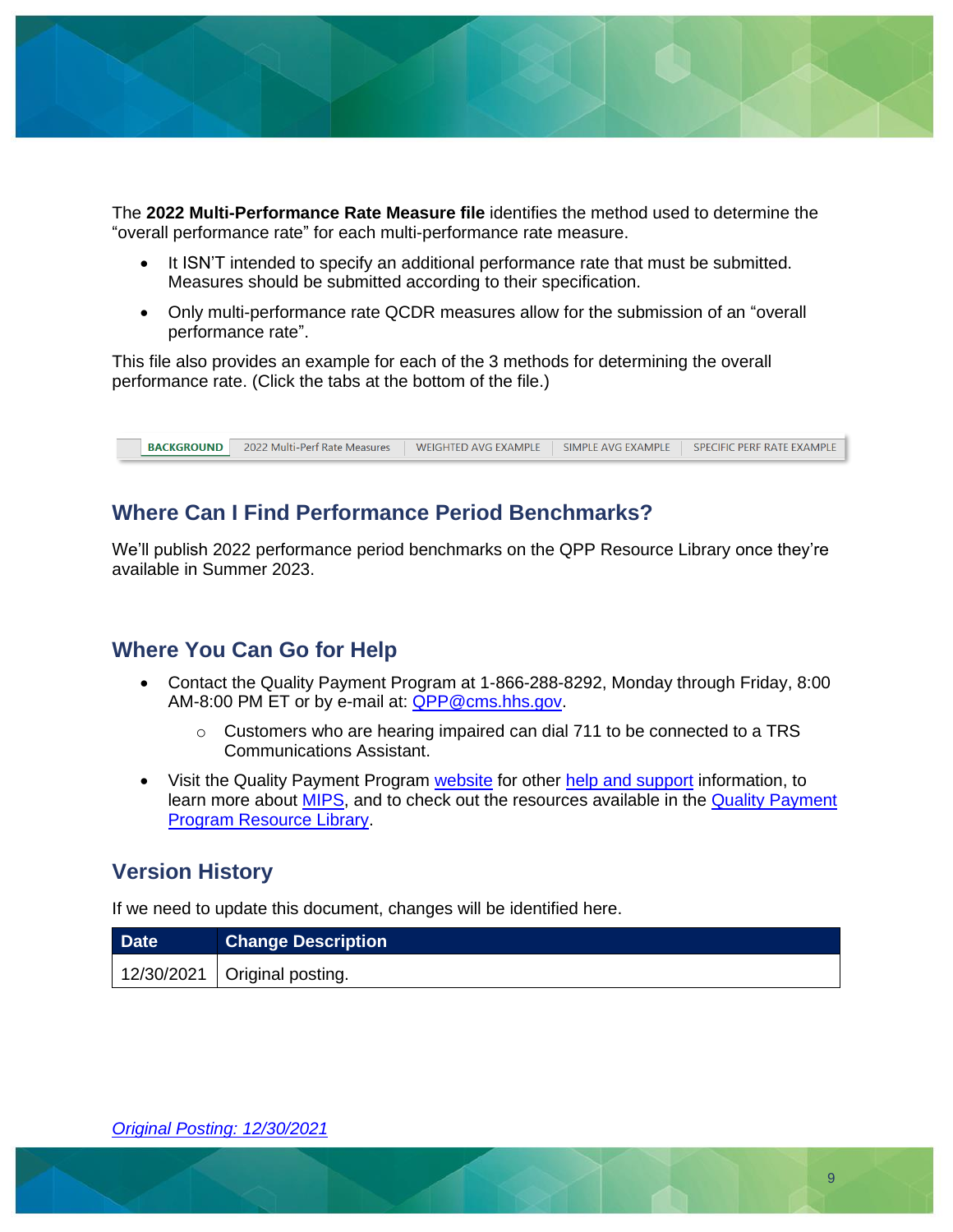The **2022 Multi-Performance Rate Measure file** identifies the method used to determine the "overall performance rate" for each multi-performance rate measure.

- It ISN'T intended to specify an additional performance rate that must be submitted. Measures should be submitted according to their specification.
- Only multi-performance rate QCDR measures allow for the submission of an "overall performance rate".

This file also provides an example for each of the 3 methods for determining the overall performance rate. (Click the tabs at the bottom of the file.)

BACKGROUND | 2022 Multi-Perf Rate Measures | WEIGHTED AVG EXAMPLE | SIMPLE AVG EXAMPLE | SPECIFIC PERF RATE EXAMPLE

## Where Can I Find Performance Period Benchmarks?

We'll publish 2022 performance period benchmarks on the QPP Resource Library once they're available in Summer 2023.

## Where You Can Go for Help

- Contact the Quality Payment Program at 1-866-288-8292, Monday through Friday, 8:00 AM-8:00 PM ET or by e-mail at: QPP@cms.hhs.gov.
  - Customers who are hearing impaired can dial 711 to be connected to a TRS Communications Assistant.
- Visit the Quality Payment Program website for other help and support information, to learn more about MIPS, and to check out the resources available in the Quality Payment Program Resource Library.

## Version History

If we need to update this document, changes will be identified here.

| Date | Change Description |
| --- | --- |
| 12/30/2021 | Original posting. |

*Original Posting: 12/30/2021*